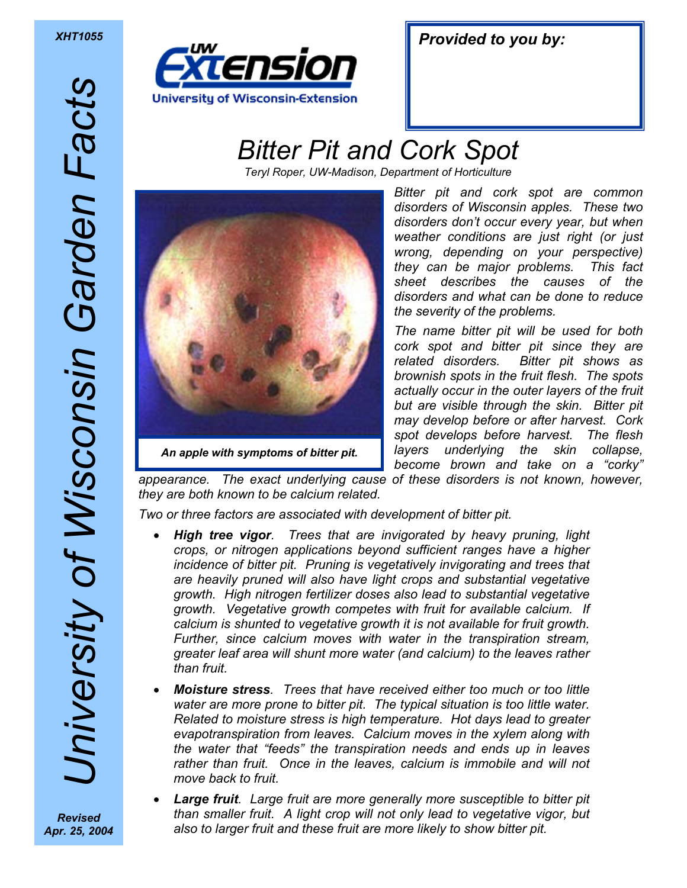XHT1055

University of Wisconsin Garden Facts

UW Extension
University of Wisconsin-Extension

*Provided to you by:*

# Bitter Pit and Cork Spot

*Teryl Roper, UW-Madison, Department of Horticulture*

***An apple with symptoms of bitter pit.***

*Bitter pit and cork spot are common disorders of Wisconsin apples. These two disorders don't occur every year, but when weather conditions are just right (or just wrong, depending on your perspective) they can be major problems. This fact sheet describes the causes of the disorders and what can be done to reduce the severity of the problems.*

*The name bitter pit will be used for both cork spot and bitter pit since they are related disorders. Bitter pit shows as brownish spots in the fruit flesh. The spots actually occur in the outer layers of the fruit but are visible through the skin. Bitter pit may develop before or after harvest. Cork spot develops before harvest. The flesh layers underlying the skin collapse, become brown and take on a "corky" appearance. The exact underlying cause of these disorders is not known, however, they are both known to be calcium related.*

*Two or three factors are associated with development of bitter pit.*

- ***High tree vigor****. Trees that are invigorated by heavy pruning, light crops, or nitrogen applications beyond sufficient ranges have a higher incidence of bitter pit. Pruning is vegetatively invigorating and trees that are heavily pruned will also have light crops and substantial vegetative growth. High nitrogen fertilizer doses also lead to substantial vegetative growth. Vegetative growth competes with fruit for available calcium. If calcium is shunted to vegetative growth it is not available for fruit growth. Further, since calcium moves with water in the transpiration stream, greater leaf area will shunt more water (and calcium) to the leaves rather than fruit.*
- ***Moisture stress****. Trees that have received either too much or too little water are more prone to bitter pit. The typical situation is too little water. Related to moisture stress is high temperature. Hot days lead to greater evapotranspiration from leaves. Calcium moves in the xylem along with the water that "feeds" the transpiration needs and ends up in leaves rather than fruit. Once in the leaves, calcium is immobile and will not move back to fruit.*
- ***Large fruit****. Large fruit are more generally more susceptible to bitter pit than smaller fruit. A light crop will not only lead to vegetative vigor, but also to larger fruit and these fruit are more likely to show bitter pit.*

*Revised Apr. 25, 2004*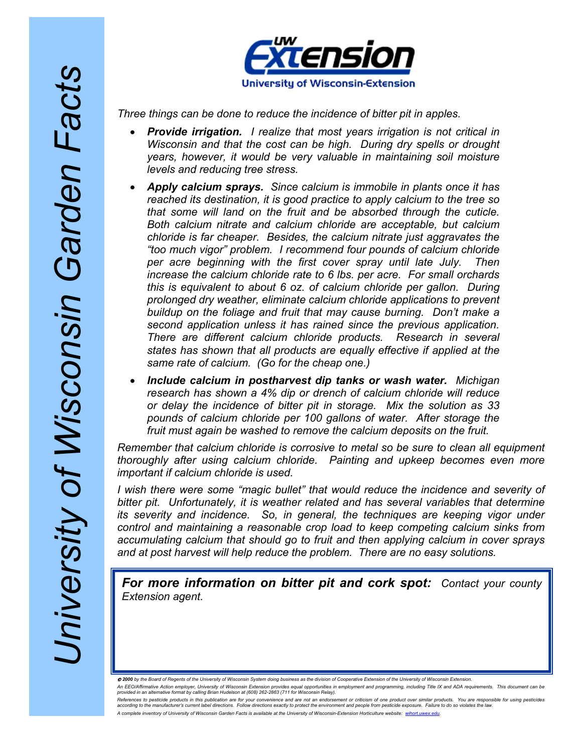*Three things can be done to reduce the incidence of bitter pit in apples.*

- ***Provide irrigation.*** *I realize that most years irrigation is not critical in Wisconsin and that the cost can be high. During dry spells or drought years, however, it would be very valuable in maintaining soil moisture levels and reducing tree stress.*
- ***Apply calcium sprays.*** *Since calcium is immobile in plants once it has reached its destination, it is good practice to apply calcium to the tree so that some will land on the fruit and be absorbed through the cuticle. Both calcium nitrate and calcium chloride are acceptable, but calcium chloride is far cheaper. Besides, the calcium nitrate just aggravates the "too much vigor" problem. I recommend four pounds of calcium chloride per acre beginning with the first cover spray until late July. Then increase the calcium chloride rate to 6 lbs. per acre. For small orchards this is equivalent to about 6 oz. of calcium chloride per gallon. During prolonged dry weather, eliminate calcium chloride applications to prevent buildup on the foliage and fruit that may cause burning. Don't make a second application unless it has rained since the previous application. There are different calcium chloride products. Research in several states has shown that all products are equally effective if applied at the same rate of calcium. (Go for the cheap one.)*
- ***Include calcium in postharvest dip tanks or wash water.*** *Michigan research has shown a 4% dip or drench of calcium chloride will reduce or delay the incidence of bitter pit in storage. Mix the solution as 33 pounds of calcium chloride per 100 gallons of water. After storage the fruit must again be washed to remove the calcium deposits on the fruit.*

*Remember that calcium chloride is corrosive to metal so be sure to clean all equipment thoroughly after using calcium chloride. Painting and upkeep becomes even more important if calcium chloride is used.*

*I wish there were some "magic bullet" that would reduce the incidence and severity of bitter pit. Unfortunately, it is weather related and has several variables that determine its severity and incidence. So, in general, the techniques are keeping vigor under control and maintaining a reasonable crop load to keep competing calcium sinks from accumulating calcium that should go to fruit and then applying calcium in cover sprays and at post harvest will help reduce the problem. There are no easy solutions.*

***For more information on bitter pit and cork spot:*** *Contact your county Extension agent.*

*© 2000 by the Board of Regents of the University of Wisconsin System doing business as the division of Cooperative Extension of the University of Wisconsin Extension.*

*An EEO/Affirmative Action employer, University of Wisconsin Extension provides equal opportunities in employment and programming, including Title IX and ADA requirements. This document can be provided in an alternative format by calling Brian Hudelson at (608) 262-2863 (711 for Wisconsin Relay).*

*References to pesticide products in this publication are for your convenience and are not an endorsement or criticism of one product over similar products. You are responsible for using pesticides according to the manufacturer's current label directions. Follow directions exactly to protect the environment and people from pesticide exposure. Failure to do so violates the law.*

*A complete inventory of University of Wisconsin Garden Facts is available at the University of Wisconsin-Extension Horticulture website: wihort.uwex.edu.*